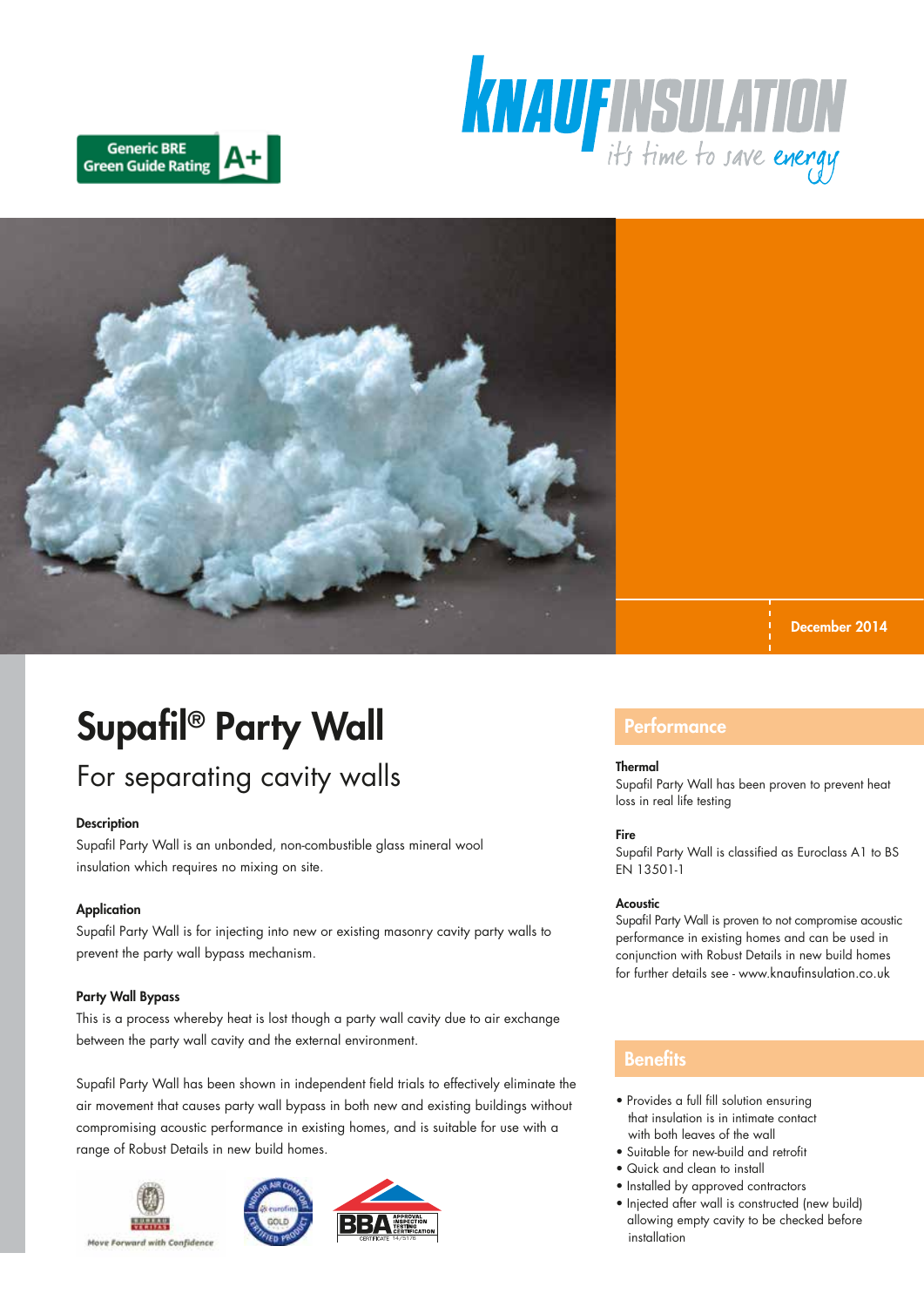Generic BRE Green Guide Rating A+

KNAUF INSULATION
it's time to save energy

December 2014

# Supafil® Party Wall

## For separating cavity walls

### Description

Supafil Party Wall is an unbonded, non-combustible glass mineral wool insulation which requires no mixing on site.

### Application

Supafil Party Wall is for injecting into new or existing masonry cavity party walls to prevent the party wall bypass mechanism.

### Party Wall Bypass

This is a process whereby heat is lost though a party wall cavity due to air exchange between the party wall cavity and the external environment.

Supafil Party Wall has been shown in independent field trials to effectively eliminate the air movement that causes party wall bypass in both new and existing buildings without compromising acoustic performance in existing homes, and is suitable for use with a range of Robust Details in new build homes.

Move Forward with Confidence

## Performance

### Thermal

Supafil Party Wall has been proven to prevent heat loss in real life testing

### Fire

Supafil Party Wall is classified as Euroclass A1 to BS EN 13501-1

### Acoustic

Supafil Party Wall is proven to not compromise acoustic performance in existing homes and can be used in conjunction with Robust Details in new build homes for further details see - www.knaufinsulation.co.uk

## Benefits

- Provides a full fill solution ensuring that insulation is in intimate contact with both leaves of the wall
- Suitable for new-build and retrofit
- Quick and clean to install
- Installed by approved contractors
- Injected after wall is constructed (new build) allowing empty cavity to be checked before installation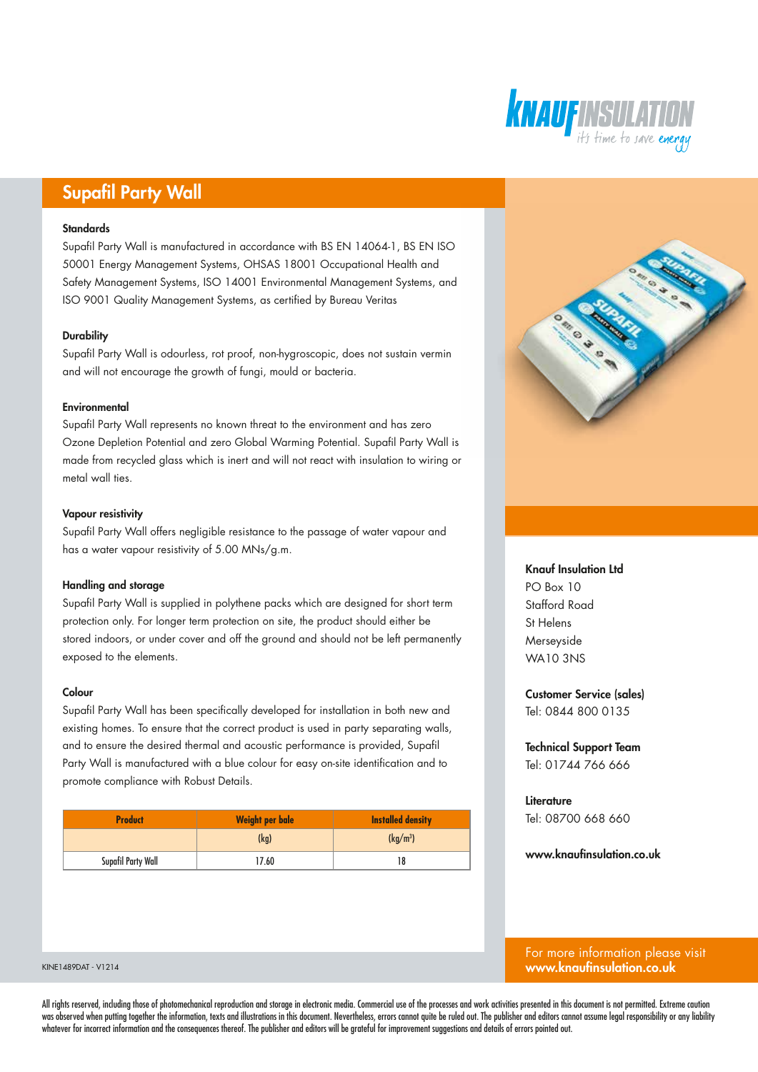## Supafil Party Wall

### Standards

Supafil Party Wall is manufactured in accordance with BS EN 14064-1, BS EN ISO 50001 Energy Management Systems, OHSAS 18001 Occupational Health and Safety Management Systems, ISO 14001 Environmental Management Systems, and ISO 9001 Quality Management Systems, as certified by Bureau Veritas

### Durability

Supafil Party Wall is odourless, rot proof, non-hygroscopic, does not sustain vermin and will not encourage the growth of fungi, mould or bacteria.

### Environmental

Supafil Party Wall represents no known threat to the environment and has zero Ozone Depletion Potential and zero Global Warming Potential. Supafil Party Wall is made from recycled glass which is inert and will not react with insulation to wiring or metal wall ties.

### Vapour resistivity

Supafil Party Wall offers negligible resistance to the passage of water vapour and has a water vapour resistivity of 5.00 MNs/g.m.

### Handling and storage

Supafil Party Wall is supplied in polythene packs which are designed for short term protection only. For longer term protection on site, the product should either be stored indoors, or under cover and off the ground and should not be left permanently exposed to the elements.

### Colour

Supafil Party Wall has been specifically developed for installation in both new and existing homes. To ensure that the correct product is used in party separating walls, and to ensure the desired thermal and acoustic performance is provided, Supafil Party Wall is manufactured with a blue colour for easy on-site identification and to promote compliance with Robust Details.

| Product | Weight per bale | Installed density |
|---|---|---|
| | (kg) | (kg/m³) |
| Supafil Party Wall | 17.60 | 18 |

KINE1489DAT - V1214

**Knauf Insulation Ltd**
PO Box 10
Stafford Road
St Helens
Merseyside
WA10 3NS

**Customer Service (sales)**
Tel: 0844 800 0135

**Technical Support Team**
Tel: 01744 766 666

**Literature**
Tel: 08700 668 660

**www.knaufinsulation.co.uk**

For more information please visit
**www.knaufinsulation.co.uk**

All rights reserved, including those of photomechanical reproduction and storage in electronic media. Commercial use of the processes and work activities presented in this document is not permitted. Extreme caution was observed when putting together the information, texts and illustrations in this document. Nevertheless, errors cannot quite be ruled out. The publisher and editors cannot assume legal responsibility or any liability whatever for incorrect information and the consequences thereof. The publisher and editors will be grateful for improvement suggestions and details of errors pointed out.